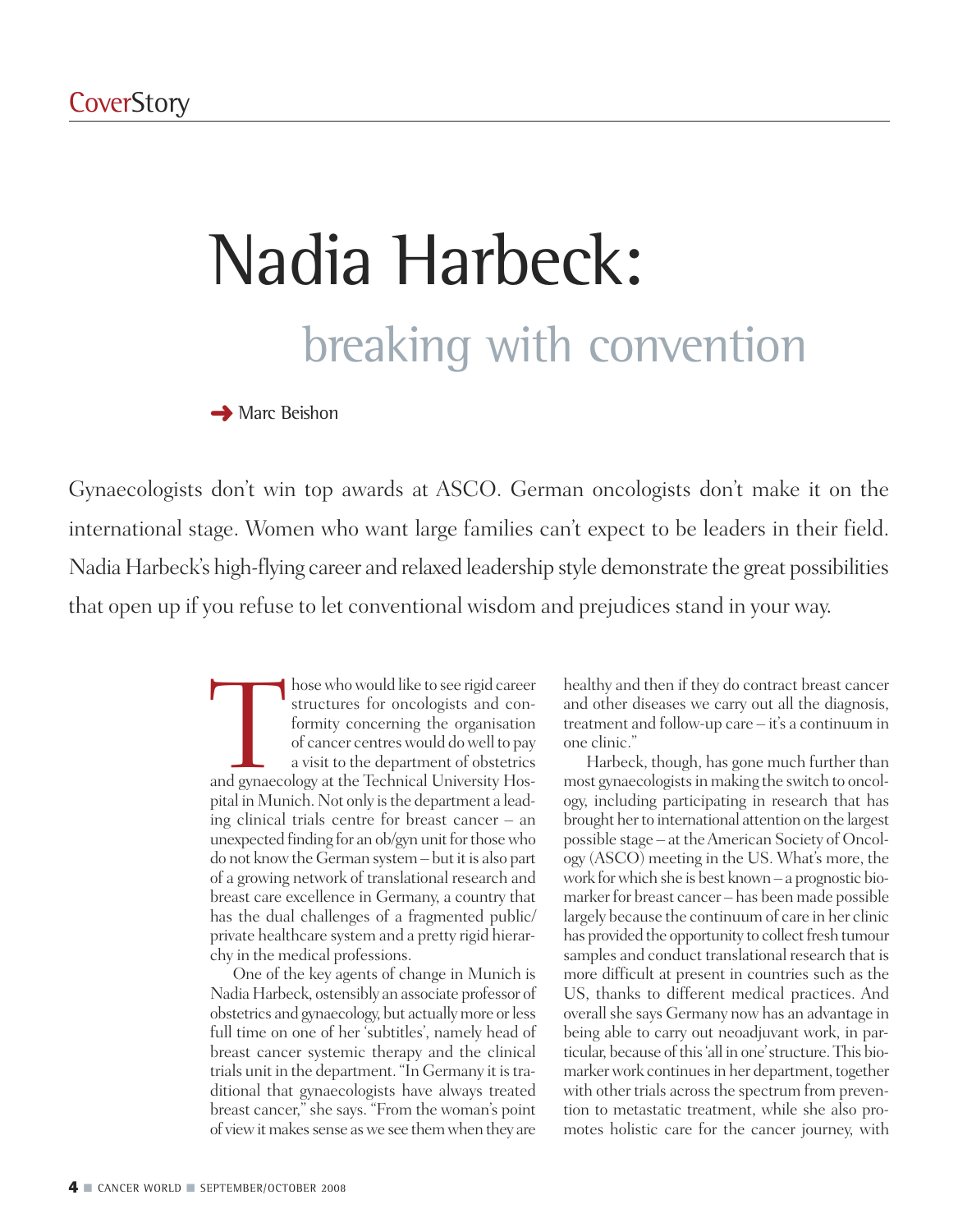# Nadia Harbeck:

## breaking with convention

➜ Marc Beishon

Gynaecologists don't win top awards at ASCO. German oncologists don't make it on the international stage. Women who want large families can't expect to be leaders in their field. Nadia Harbeck's high-flying career and relaxed leadership style demonstrate the great possibilities that open up if you refuse to let conventional wisdom and prejudices stand in your way.

Those who would like to see rigid career structures for oncologists and conformity concerning the organisation of cancer centres would do well to pay a visit to the department of obstetrics and gynaecology at the Technical University Hospital in Munich. Not only is the department a leading clinical trials centre for breast cancer – an unexpected finding for an ob/gyn unit for those who do not know the German system – but it is also part of a growing network of translational research and breast care excellence in Germany, a country that has the dual challenges of a fragmented public/private healthcare system and a pretty rigid hierarchy in the medical professions.

One of the key agents of change in Munich is Nadia Harbeck, ostensibly an associate professor of obstetrics and gynaecology, but actually more or less full time on one of her 'subtitles', namely head of breast cancer systemic therapy and the clinical trials unit in the department. "In Germany it is traditional that gynaecologists have always treated breast cancer," she says. "From the woman's point of view it makes sense as we see them when they are healthy and then if they do contract breast cancer and other diseases we carry out all the diagnosis, treatment and follow-up care – it's a continuum in one clinic."

Harbeck, though, has gone much further than most gynaecologists in making the switch to oncology, including participating in research that has brought her to international attention on the largest possible stage – at the American Society of Oncology (ASCO) meeting in the US. What's more, the work for which she is best known – a prognostic biomarker for breast cancer – has been made possible largely because the continuum of care in her clinic has provided the opportunity to collect fresh tumour samples and conduct translational research that is more difficult at present in countries such as the US, thanks to different medical practices. And overall she says Germany now has an advantage in being able to carry out neoadjuvant work, in particular, because of this 'all in one' structure. This biomarker work continues in her department, together with other trials across the spectrum from prevention to metastatic treatment, while she also promotes holistic care for the cancer journey, with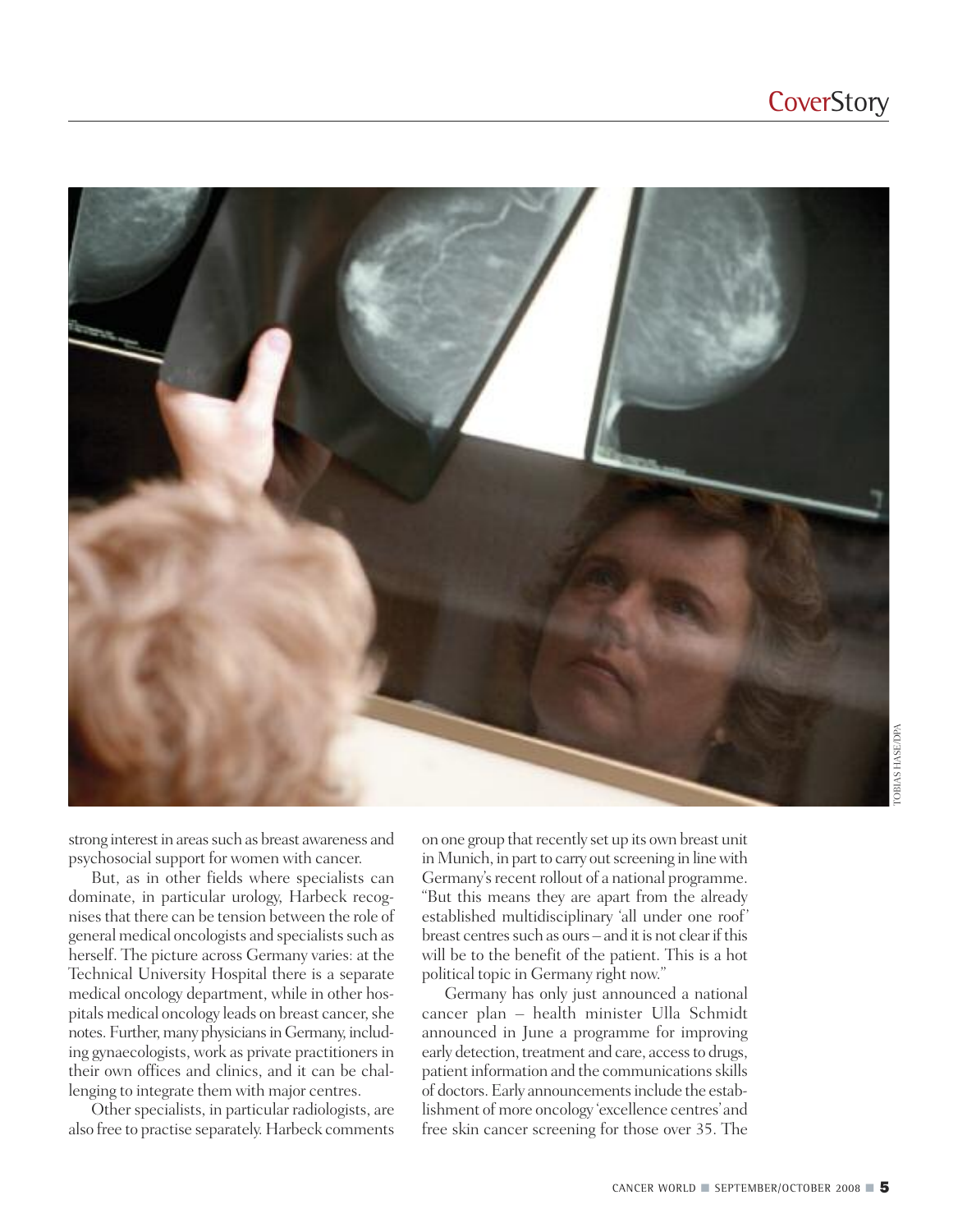strong interest in areas such as breast awareness and psychosocial support for women with cancer.

But, as in other fields where specialists can dominate, in particular urology, Harbeck recognises that there can be tension between the role of general medical oncologists and specialists such as herself. The picture across Germany varies: at the Technical University Hospital there is a separate medical oncology department, while in other hospitals medical oncology leads on breast cancer, she notes. Further, many physicians in Germany, including gynaecologists, work as private practitioners in their own offices and clinics, and it can be challenging to integrate them with major centres.

Other specialists, in particular radiologists, are also free to practise separately. Harbeck comments on one group that recently set up its own breast unit in Munich, in part to carry out screening in line with Germany's recent rollout of a national programme. "But this means they are apart from the already established multidisciplinary 'all under one roof' breast centres such as ours – and it is not clear if this will be to the benefit of the patient. This is a hot political topic in Germany right now."

Germany has only just announced a national cancer plan – health minister Ulla Schmidt announced in June a programme for improving early detection, treatment and care, access to drugs, patient information and the communications skills of doctors. Early announcements include the establishment of more oncology 'excellence centres' and free skin cancer screening for those over 35. The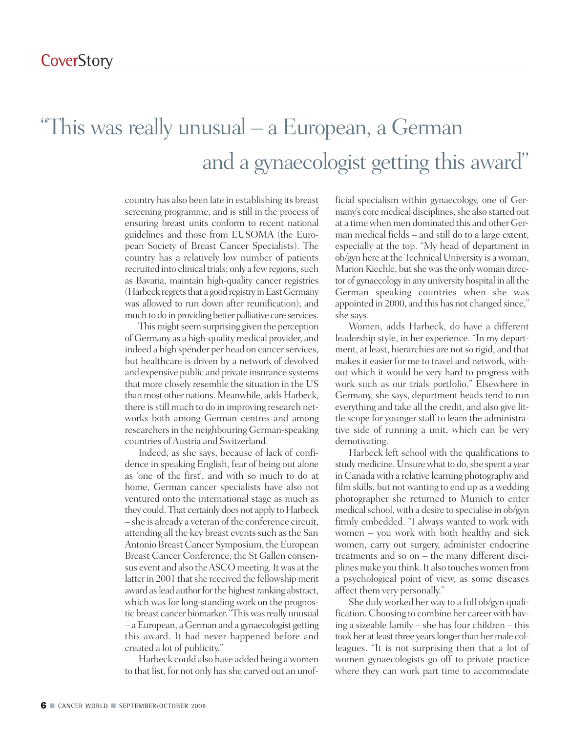> "This was really unusual – a European, a German and a gynaecologist getting this award"

country has also been late in establishing its breast screening programme, and is still in the process of ensuring breast units conform to recent national guidelines and those from EUSOMA (the European Society of Breast Cancer Specialists). The country has a relatively low number of patients recruited into clinical trials; only a few regions, such as Bavaria, maintain high-quality cancer registries (Harbeck regrets that a good registry in East Germany was allowed to run down after reunification); and much to do in providing better palliative care services.

This might seem surprising given the perception of Germany as a high-quality medical provider, and indeed a high spender per head on cancer services, but healthcare is driven by a network of devolved and expensive public and private insurance systems that more closely resemble the situation in the US than most other nations. Meanwhile, adds Harbeck, there is still much to do in improving research networks both among German centres and among researchers in the neighbouring German-speaking countries of Austria and Switzerland.

Indeed, as she says, because of lack of confidence in speaking English, fear of being out alone as 'one of the first', and with so much to do at home, German cancer specialists have also not ventured onto the international stage as much as they could. That certainly does not apply to Harbeck – she is already a veteran of the conference circuit, attending all the key breast events such as the San Antonio Breast Cancer Symposium, the European Breast Cancer Conference, the St Gallen consensus event and also the ASCO meeting. It was at the latter in 2001 that she received the fellowship merit award as lead author for the highest ranking abstract, which was for long-standing work on the prognostic breast cancer biomarker. "This was really unusual – a European, a German and a gynaecologist getting this award. It had never happened before and created a lot of publicity."

Harbeck could also have added being a women to that list, for not only has she carved out an unofficial specialism within gynaecology, one of Germany's core medical disciplines, she also started out at a time when men dominated this and other German medical fields – and still do to a large extent, especially at the top. "My head of department in ob/gyn here at the Technical University is a woman, Marion Kiechle, but she was the only woman director of gynaecology in any university hospital in all the German speaking countries when she was appointed in 2000, and this has not changed since," she says.

Women, adds Harbeck, do have a different leadership style, in her experience. "In my department, at least, hierarchies are not so rigid, and that makes it easier for me to travel and network, without which it would be very hard to progress with work such as our trials portfolio." Elsewhere in Germany, she says, department heads tend to run everything and take all the credit, and also give little scope for younger staff to learn the administrative side of running a unit, which can be very demotivating.

Harbeck left school with the qualifications to study medicine. Unsure what to do, she spent a year in Canada with a relative learning photography and film skills, but not wanting to end up as a wedding photographer she returned to Munich to enter medical school, with a desire to specialise in ob/gyn firmly embedded. "I always wanted to work with women – you work with both healthy and sick women, carry out surgery, administer endocrine treatments and so on – the many different disciplines make you think. It also touches women from a psychological point of view, as some diseases affect them very personally."

She duly worked her way to a full ob/gyn qualification. Choosing to combine her career with having a sizeable family – she has four children – this took her at least three years longer than her male colleagues. "It is not surprising then that a lot of women gynaecologists go off to private practice where they can work part time to accommodate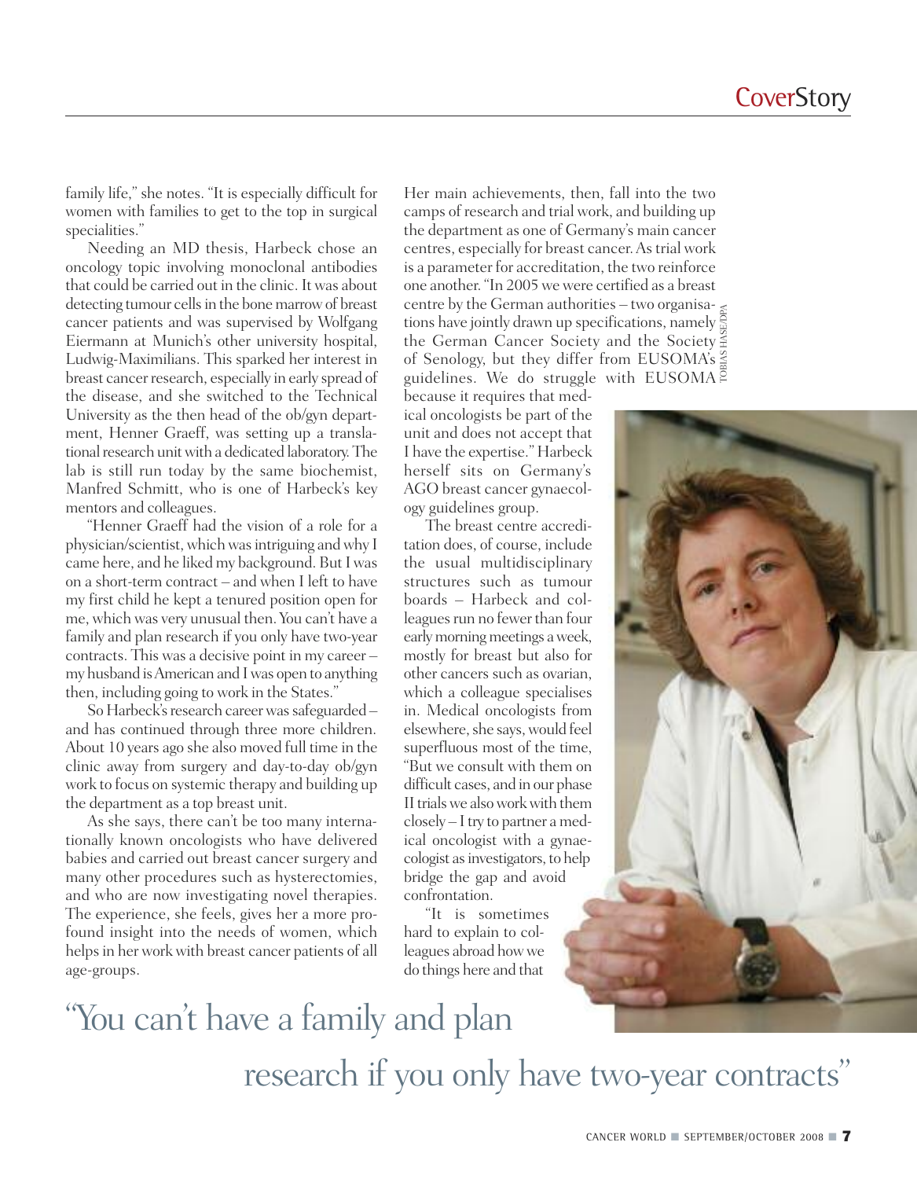family life," she notes. "It is especially difficult for women with families to get to the top in surgical specialities."

Needing an MD thesis, Harbeck chose an oncology topic involving monoclonal antibodies that could be carried out in the clinic. It was about detecting tumour cells in the bone marrow of breast cancer patients and was supervised by Wolfgang Eiermann at Munich's other university hospital, Ludwig-Maximilians. This sparked her interest in breast cancer research, especially in early spread of the disease, and she switched to the Technical University as the then head of the ob/gyn department, Henner Graeff, was setting up a translational research unit with a dedicated laboratory. The lab is still run today by the same biochemist, Manfred Schmitt, who is one of Harbeck's key mentors and colleagues.

"Henner Graeff had the vision of a role for a physician/scientist, which was intriguing and why I came here, and he liked my background. But I was on a short-term contract – and when I left to have my first child he kept a tenured position open for me, which was very unusual then. You can't have a family and plan research if you only have two-year contracts. This was a decisive point in my career – my husband is American and I was open to anything then, including going to work in the States."

So Harbeck's research career was safeguarded – and has continued through three more children. About 10 years ago she also moved full time in the clinic away from surgery and day-to-day ob/gyn work to focus on systemic therapy and building up the department as a top breast unit.

As she says, there can't be too many internationally known oncologists who have delivered babies and carried out breast cancer surgery and many other procedures such as hysterectomies, and who are now investigating novel therapies. The experience, she feels, gives her a more profound insight into the needs of women, which helps in her work with breast cancer patients of all age-groups.

Her main achievements, then, fall into the two camps of research and trial work, and building up the department as one of Germany's main cancer centres, especially for breast cancer. As trial work is a parameter for accreditation, the two reinforce one another. "In 2005 we were certified as a breast centre by the German authorities – two organisations have jointly drawn up specifications, namely the German Cancer Society and the Society of Senology, but they differ from EUSOMA's guidelines. We do struggle with EUSOMA because it requires that medical oncologists be part of the unit and does not accept that I have the expertise." Harbeck herself sits on Germany's AGO breast cancer gynaecology guidelines group.

The breast centre accreditation does, of course, include the usual multidisciplinary structures such as tumour boards – Harbeck and colleagues run no fewer than four early morning meetings a week, mostly for breast but also for other cancers such as ovarian, which a colleague specialises in. Medical oncologists from elsewhere, she says, would feel superfluous most of the time, "But we consult with them on difficult cases, and in our phase II trials we also work with them closely – I try to partner a medical oncologist with a gynaecologist as investigators, to help bridge the gap and avoid confrontation.

"It is sometimes hard to explain to colleagues abroad how we do things here and that

TOBIAS HASE/DPA

"You can't have a family and plan research if you only have two-year contracts"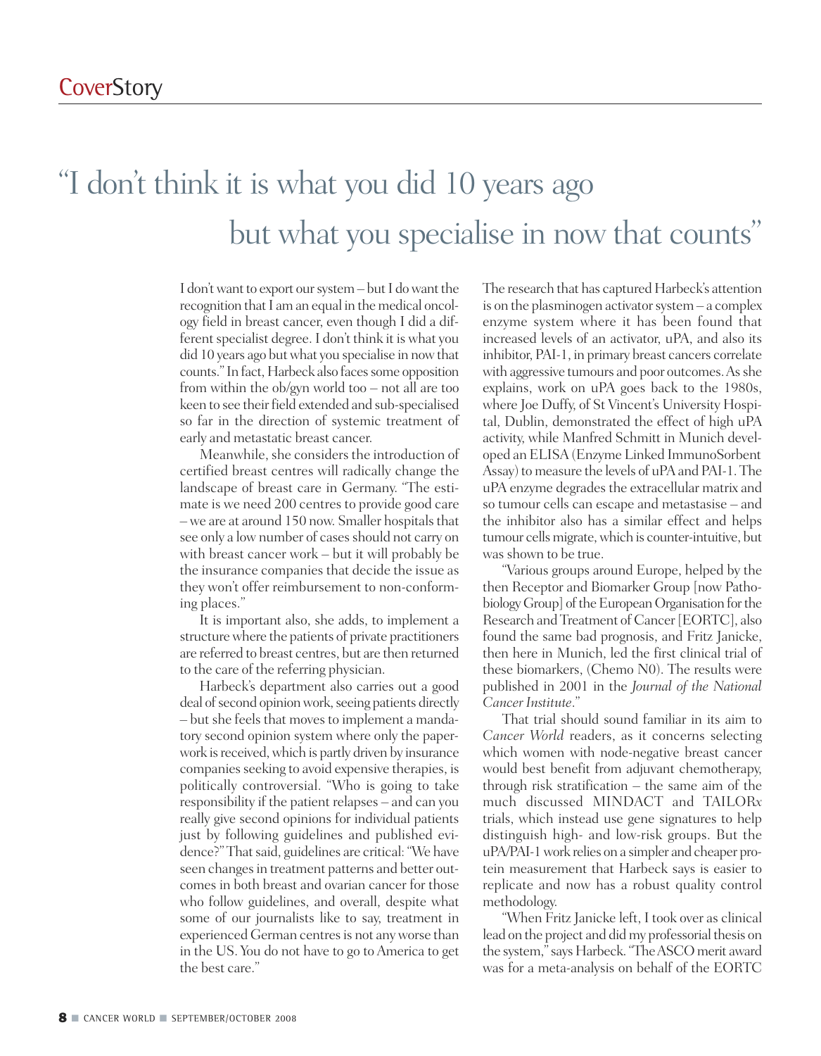# "I don't think it is what you did 10 years ago but what you specialise in now that counts"

I don't want to export our system – but I do want the recognition that I am an equal in the medical oncology field in breast cancer, even though I did a different specialist degree. I don't think it is what you did 10 years ago but what you specialise in now that counts." In fact, Harbeck also faces some opposition from within the ob/gyn world too – not all are too keen to see their field extended and sub-specialised so far in the direction of systemic treatment of early and metastatic breast cancer.

Meanwhile, she considers the introduction of certified breast centres will radically change the landscape of breast care in Germany. "The estimate is we need 200 centres to provide good care – we are at around 150 now. Smaller hospitals that see only a low number of cases should not carry on with breast cancer work – but it will probably be the insurance companies that decide the issue as they won't offer reimbursement to non-conforming places."

It is important also, she adds, to implement a structure where the patients of private practitioners are referred to breast centres, but are then returned to the care of the referring physician.

Harbeck's department also carries out a good deal of second opinion work, seeing patients directly – but she feels that moves to implement a mandatory second opinion system where only the paperwork is received, which is partly driven by insurance companies seeking to avoid expensive therapies, is politically controversial. "Who is going to take responsibility if the patient relapses – and can you really give second opinions for individual patients just by following guidelines and published evidence?" That said, guidelines are critical: "We have seen changes in treatment patterns and better outcomes in both breast and ovarian cancer for those who follow guidelines, and overall, despite what some of our journalists like to say, treatment in experienced German centres is not any worse than in the US. You do not have to go to America to get the best care."

The research that has captured Harbeck's attention is on the plasminogen activator system – a complex enzyme system where it has been found that increased levels of an activator, uPA, and also its inhibitor, PAI-1, in primary breast cancers correlate with aggressive tumours and poor outcomes. As she explains, work on uPA goes back to the 1980s, where Joe Duffy, of St Vincent's University Hospital, Dublin, demonstrated the effect of high uPA activity, while Manfred Schmitt in Munich developed an ELISA (Enzyme Linked ImmunoSorbent Assay) to measure the levels of uPA and PAI-1. The uPA enzyme degrades the extracellular matrix and so tumour cells can escape and metastasise – and the inhibitor also has a similar effect and helps tumour cells migrate, which is counter-intuitive, but was shown to be true.

"Various groups around Europe, helped by the then Receptor and Biomarker Group [now Pathobiology Group] of the European Organisation for the Research and Treatment of Cancer [EORTC], also found the same bad prognosis, and Fritz Janicke, then here in Munich, led the first clinical trial of these biomarkers, (Chemo N0). The results were published in 2001 in the *Journal of the National Cancer Institute*."

That trial should sound familiar in its aim to *Cancer World* readers, as it concerns selecting which women with node-negative breast cancer would best benefit from adjuvant chemotherapy, through risk stratification – the same aim of the much discussed MINDACT and TAILOR*x* trials, which instead use gene signatures to help distinguish high- and low-risk groups. But the uPA/PAI-1 work relies on a simpler and cheaper protein measurement that Harbeck says is easier to replicate and now has a robust quality control methodology.

"When Fritz Janicke left, I took over as clinical lead on the project and did my professorial thesis on the system," says Harbeck. "The ASCO merit award was for a meta-analysis on behalf of the EORTC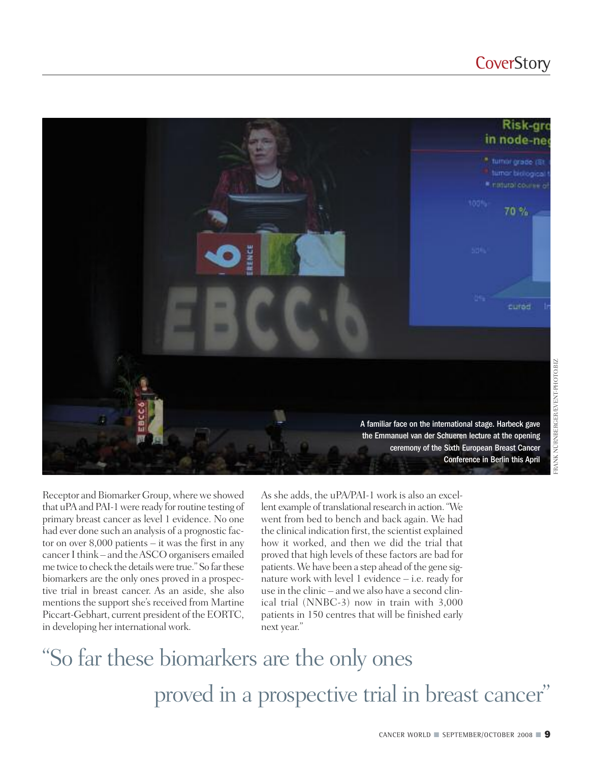A familiar face on the international stage. Harbeck gave the Emmanuel van der Schueren lecture at the opening ceremony of the Sixth European Breast Cancer Conference in Berlin this April

FRANK NÜRNBERGER/EVENT-PHOTO.BIZ

Receptor and Biomarker Group, where we showed that uPA and PAI-1 were ready for routine testing of primary breast cancer as level 1 evidence. No one had ever done such an analysis of a prognostic factor on over 8,000 patients – it was the first in any cancer I think – and the ASCO organisers emailed me twice to check the details were true." So far these biomarkers are the only ones proved in a prospective trial in breast cancer. As an aside, she also mentions the support she's received from Martine Piccart-Gebhart, current president of the EORTC, in developing her international work.

As she adds, the uPA/PAI-1 work is also an excellent example of translational research in action. "We went from bed to bench and back again. We had the clinical indication first, the scientist explained how it worked, and then we did the trial that proved that high levels of these factors are bad for patients. We have been a step ahead of the gene signature work with level 1 evidence – i.e. ready for use in the clinic – and we also have a second clinical trial (NNBC-3) now in train with 3,000 patients in 150 centres that will be finished early next year."

> "So far these biomarkers are the only ones proved in a prospective trial in breast cancer"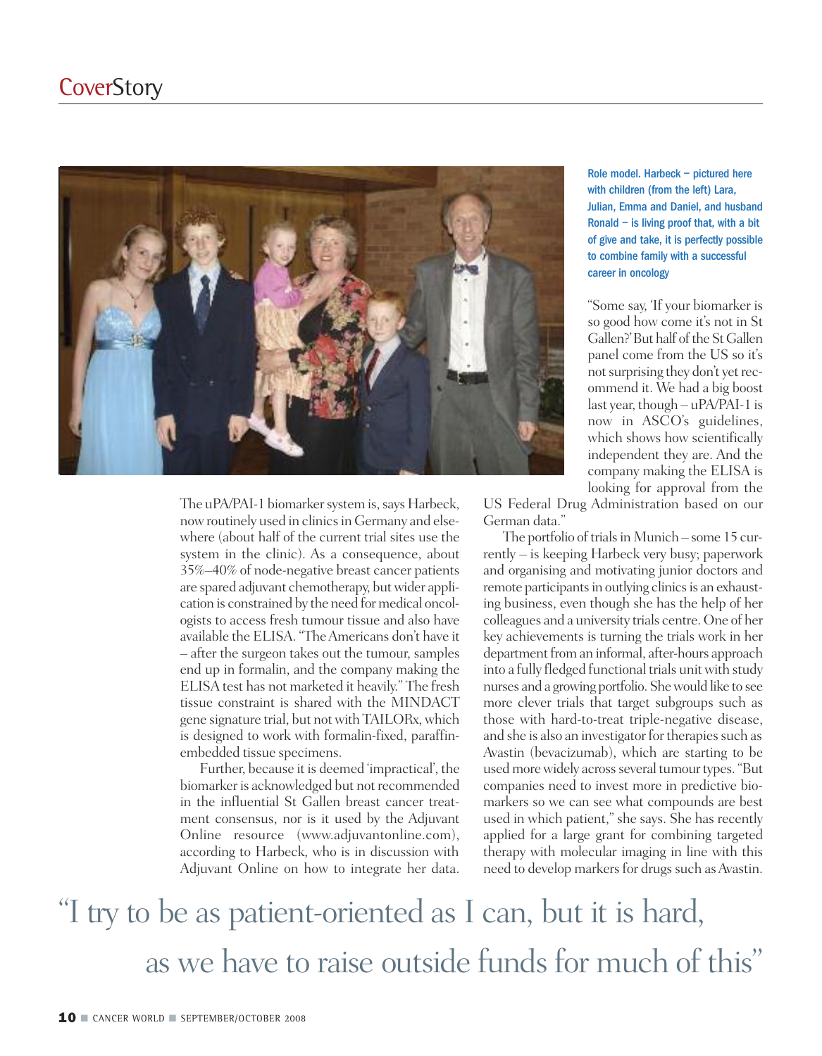Role model. Harbeck – pictured here with children (from the left) Lara, Julian, Emma and Daniel, and husband Ronald – is living proof that, with a bit of give and take, it is perfectly possible to combine family with a successful career in oncology

The uPA/PAI-1 biomarker system is, says Harbeck, now routinely used in clinics in Germany and elsewhere (about half of the current trial sites use the system in the clinic). As a consequence, about 35%–40% of node-negative breast cancer patients are spared adjuvant chemotherapy, but wider application is constrained by the need for medical oncologists to access fresh tumour tissue and also have available the ELISA. "The Americans don't have it – after the surgeon takes out the tumour, samples end up in formalin, and the company making the ELISA test has not marketed it heavily." The fresh tissue constraint is shared with the MINDACT gene signature trial, but not with TAILORx, which is designed to work with formalin-fixed, paraffin-embedded tissue specimens.

Further, because it is deemed 'impractical', the biomarker is acknowledged but not recommended in the influential St Gallen breast cancer treatment consensus, nor is it used by the Adjuvant Online resource (www.adjuvantonline.com), according to Harbeck, who is in discussion with Adjuvant Online on how to integrate her data.

"Some say, 'If your biomarker is so good how come it's not in St Gallen?' But half of the St Gallen panel come from the US so it's not surprising they don't yet recommend it. We had a big boost last year, though – uPA/PAI-1 is now in ASCO's guidelines, which shows how scientifically independent they are. And the company making the ELISA is looking for approval from the US Federal Drug Administration based on our German data."

The portfolio of trials in Munich – some 15 currently – is keeping Harbeck very busy; paperwork and organising and motivating junior doctors and remote participants in outlying clinics is an exhausting business, even though she has the help of her colleagues and a university trials centre. One of her key achievements is turning the trials work in her department from an informal, after-hours approach into a fully fledged functional trials unit with study nurses and a growing portfolio. She would like to see more clever trials that target subgroups such as those with hard-to-treat triple-negative disease, and she is also an investigator for therapies such as Avastin (bevacizumab), which are starting to be used more widely across several tumour types. "But companies need to invest more in predictive biomarkers so we can see what compounds are best used in which patient," she says. She has recently applied for a large grant for combining targeted therapy with molecular imaging in line with this need to develop markers for drugs such as Avastin.

> "I try to be as patient-oriented as I can, but it is hard, as we have to raise outside funds for much of this"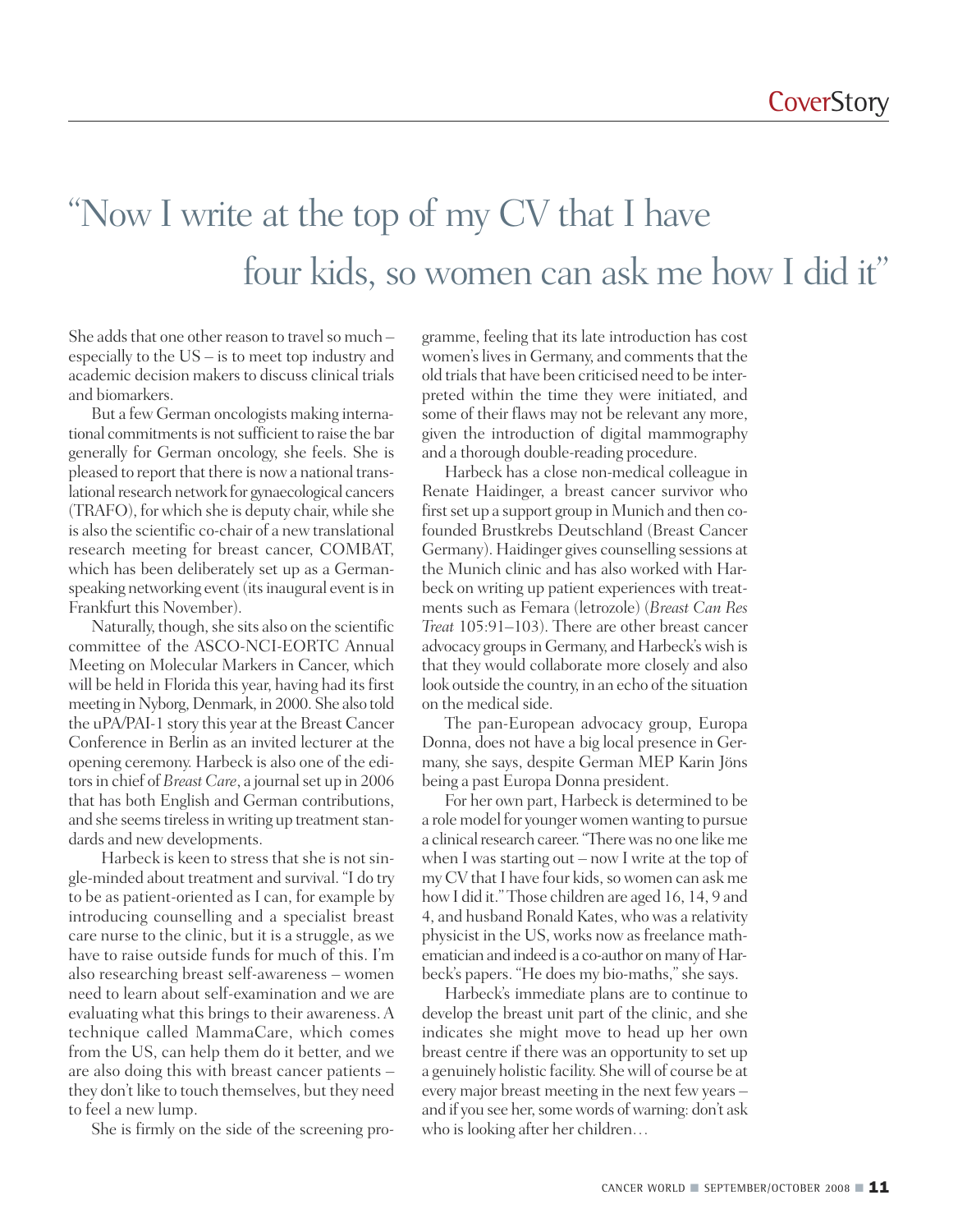# "Now I write at the top of my CV that I have four kids, so women can ask me how I did it"

She adds that one other reason to travel so much – especially to the US – is to meet top industry and academic decision makers to discuss clinical trials and biomarkers.

But a few German oncologists making international commitments is not sufficient to raise the bar generally for German oncology, she feels. She is pleased to report that there is now a national translational research network for gynaecological cancers (TRAFO), for which she is deputy chair, while she is also the scientific co-chair of a new translational research meeting for breast cancer, COMBAT, which has been deliberately set up as a German-speaking networking event (its inaugural event is in Frankfurt this November).

Naturally, though, she sits also on the scientific committee of the ASCO-NCI-EORTC Annual Meeting on Molecular Markers in Cancer, which will be held in Florida this year, having had its first meeting in Nyborg, Denmark, in 2000. She also told the uPA/PAI-1 story this year at the Breast Cancer Conference in Berlin as an invited lecturer at the opening ceremony. Harbeck is also one of the editors in chief of *Breast Care*, a journal set up in 2006 that has both English and German contributions, and she seems tireless in writing up treatment standards and new developments.

Harbeck is keen to stress that she is not single-minded about treatment and survival. "I do try to be as patient-oriented as I can, for example by introducing counselling and a specialist breast care nurse to the clinic, but it is a struggle, as we have to raise outside funds for much of this. I'm also researching breast self-awareness – women need to learn about self-examination and we are evaluating what this brings to their awareness. A technique called MammaCare, which comes from the US, can help them do it better, and we are also doing this with breast cancer patients – they don't like to touch themselves, but they need to feel a new lump.

She is firmly on the side of the screening programme, feeling that its late introduction has cost women's lives in Germany, and comments that the old trials that have been criticised need to be interpreted within the time they were initiated, and some of their flaws may not be relevant any more, given the introduction of digital mammography and a thorough double-reading procedure.

Harbeck has a close non-medical colleague in Renate Haidinger, a breast cancer survivor who first set up a support group in Munich and then co-founded Brustkrebs Deutschland (Breast Cancer Germany). Haidinger gives counselling sessions at the Munich clinic and has also worked with Harbeck on writing up patient experiences with treatments such as Femara (letrozole) (*Breast Can Res Treat* 105:91–103). There are other breast cancer advocacy groups in Germany, and Harbeck's wish is that they would collaborate more closely and also look outside the country, in an echo of the situation on the medical side.

The pan-European advocacy group, Europa Donna, does not have a big local presence in Germany, she says, despite German MEP Karin Jöns being a past Europa Donna president.

For her own part, Harbeck is determined to be a role model for younger women wanting to pursue a clinical research career. "There was no one like me when I was starting out – now I write at the top of my CV that I have four kids, so women can ask me how I did it." Those children are aged 16, 14, 9 and 4, and husband Ronald Kates, who was a relativity physicist in the US, works now as freelance mathematician and indeed is a co-author on many of Harbeck's papers. "He does my bio-maths," she says.

Harbeck's immediate plans are to continue to develop the breast unit part of the clinic, and she indicates she might move to head up her own breast centre if there was an opportunity to set up a genuinely holistic facility. She will of course be at every major breast meeting in the next few years – and if you see her, some words of warning: don't ask who is looking after her children…